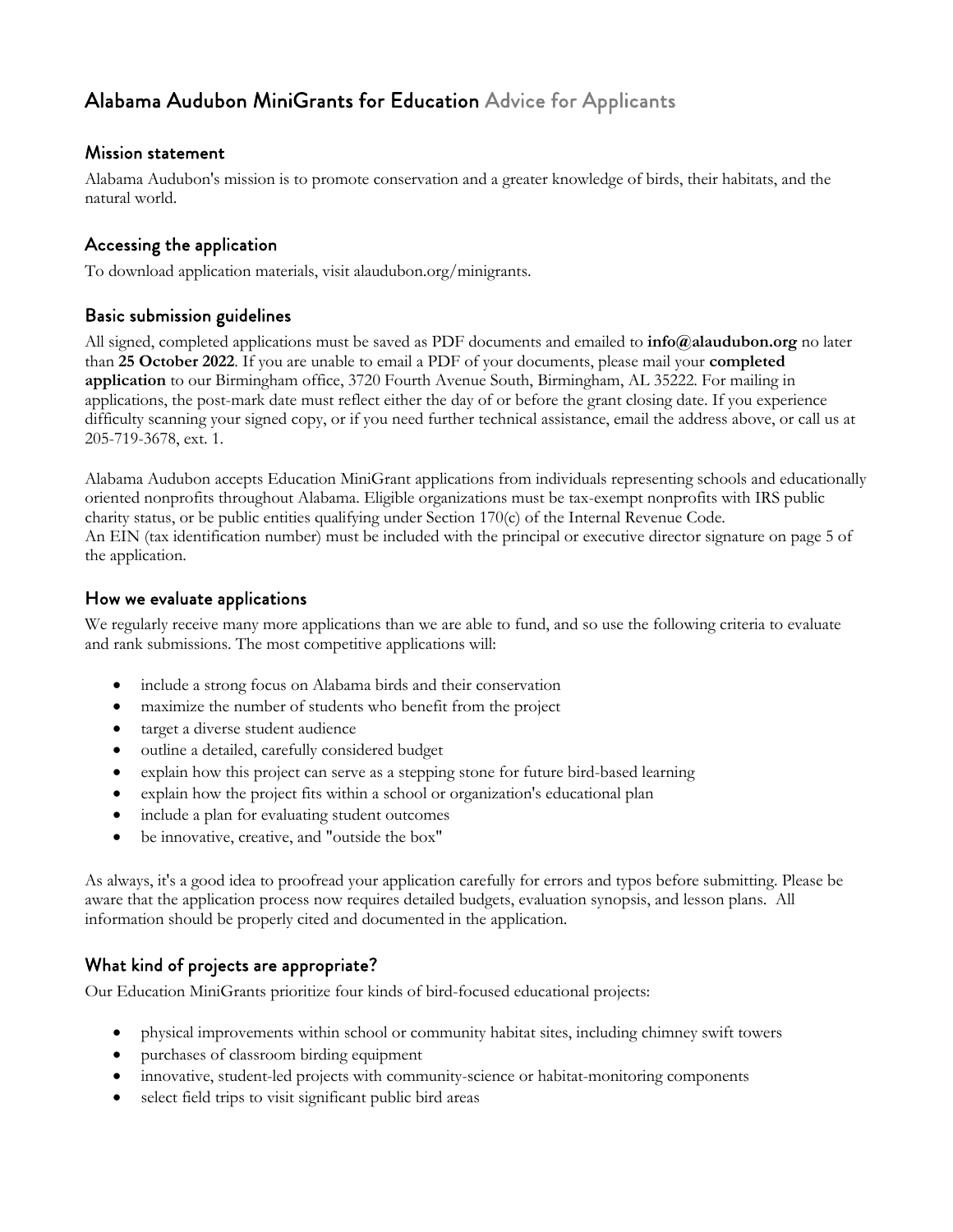# Alabama Audubon MiniGrants for Education Advice for Applicants

## Mission statement

Alabama Audubon's mission is to promote conservation and a greater knowledge of birds, their habitats, and the natural world.

## Accessing the application

To download application materials, visit alaudubon.org/minigrants.

## Basic submission guidelines

All signed, completed applications must be saved as PDF documents and emailed to **info@alaudubon.org** no later than **25 October 2022**. If you are unable to email a PDF of your documents, please mail your **completed application** to our Birmingham office, 3720 Fourth Avenue South, Birmingham, AL 35222. For mailing in applications, the post-mark date must reflect either the day of or before the grant closing date. If you experience difficulty scanning your signed copy, or if you need further technical assistance, email the address above, or call us at 205-719-3678, ext. 1.

Alabama Audubon accepts Education MiniGrant applications from individuals representing schools and educationally oriented nonprofits throughout Alabama. Eligible organizations must be tax-exempt nonprofits with IRS public charity status, or be public entities qualifying under Section 170(c) of the Internal Revenue Code.
An EIN (tax identification number) must be included with the principal or executive director signature on page 5 of the application.

## How we evaluate applications

We regularly receive many more applications than we are able to fund, and so use the following criteria to evaluate and rank submissions. The most competitive applications will:

- include a strong focus on Alabama birds and their conservation
- maximize the number of students who benefit from the project
- target a diverse student audience
- outline a detailed, carefully considered budget
- explain how this project can serve as a stepping stone for future bird-based learning
- explain how the project fits within a school or organization's educational plan
- include a plan for evaluating student outcomes
- be innovative, creative, and "outside the box"

As always, it's a good idea to proofread your application carefully for errors and typos before submitting. Please be aware that the application process now requires detailed budgets, evaluation synopsis, and lesson plans. All information should be properly cited and documented in the application.

## What kind of projects are appropriate?

Our Education MiniGrants prioritize four kinds of bird-focused educational projects:

- physical improvements within school or community habitat sites, including chimney swift towers
- purchases of classroom birding equipment
- innovative, student-led projects with community-science or habitat-monitoring components
- select field trips to visit significant public bird areas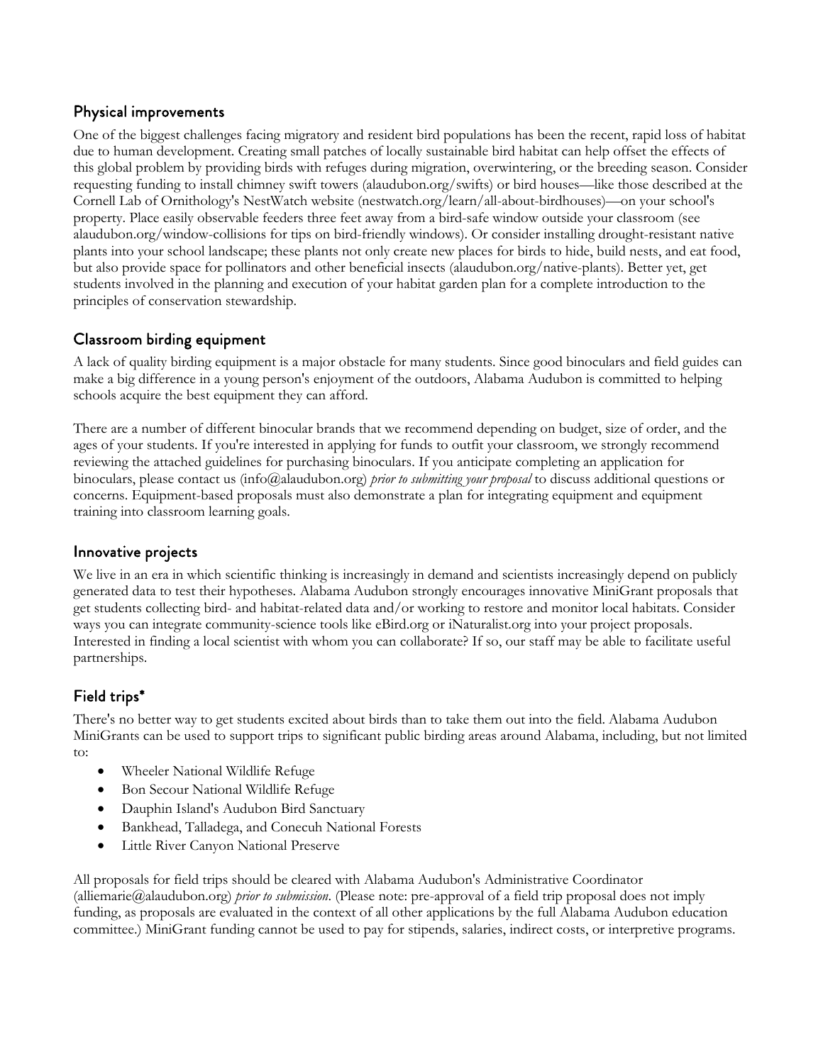## Physical improvements

One of the biggest challenges facing migratory and resident bird populations has been the recent, rapid loss of habitat due to human development. Creating small patches of locally sustainable bird habitat can help offset the effects of this global problem by providing birds with refuges during migration, overwintering, or the breeding season. Consider requesting funding to install chimney swift towers (alaudubon.org/swifts) or bird houses—like those described at the Cornell Lab of Ornithology's NestWatch website (nestwatch.org/learn/all-about-birdhouses)—on your school's property. Place easily observable feeders three feet away from a bird-safe window outside your classroom (see alaudubon.org/window-collisions for tips on bird-friendly windows). Or consider installing drought-resistant native plants into your school landscape; these plants not only create new places for birds to hide, build nests, and eat food, but also provide space for pollinators and other beneficial insects (alaudubon.org/native-plants). Better yet, get students involved in the planning and execution of your habitat garden plan for a complete introduction to the principles of conservation stewardship.

## Classroom birding equipment

A lack of quality birding equipment is a major obstacle for many students. Since good binoculars and field guides can make a big difference in a young person's enjoyment of the outdoors, Alabama Audubon is committed to helping schools acquire the best equipment they can afford.

There are a number of different binocular brands that we recommend depending on budget, size of order, and the ages of your students. If you're interested in applying for funds to outfit your classroom, we strongly recommend reviewing the attached guidelines for purchasing binoculars. If you anticipate completing an application for binoculars, please contact us (info@alaudubon.org) *prior to submitting your proposal* to discuss additional questions or concerns. Equipment-based proposals must also demonstrate a plan for integrating equipment and equipment training into classroom learning goals.

## Innovative projects

We live in an era in which scientific thinking is increasingly in demand and scientists increasingly depend on publicly generated data to test their hypotheses. Alabama Audubon strongly encourages innovative MiniGrant proposals that get students collecting bird- and habitat-related data and/or working to restore and monitor local habitats. Consider ways you can integrate community-science tools like eBird.org or iNaturalist.org into your project proposals. Interested in finding a local scientist with whom you can collaborate? If so, our staff may be able to facilitate useful partnerships.

## Field trips*

There's no better way to get students excited about birds than to take them out into the field. Alabama Audubon MiniGrants can be used to support trips to significant public birding areas around Alabama, including, but not limited to:

- Wheeler National Wildlife Refuge
- Bon Secour National Wildlife Refuge
- Dauphin Island's Audubon Bird Sanctuary
- Bankhead, Talladega, and Conecuh National Forests
- Little River Canyon National Preserve

All proposals for field trips should be cleared with Alabama Audubon's Administrative Coordinator (alliemarie@alaudubon.org) *prior to submission*. (Please note: pre-approval of a field trip proposal does not imply funding, as proposals are evaluated in the context of all other applications by the full Alabama Audubon education committee.) MiniGrant funding cannot be used to pay for stipends, salaries, indirect costs, or interpretive programs.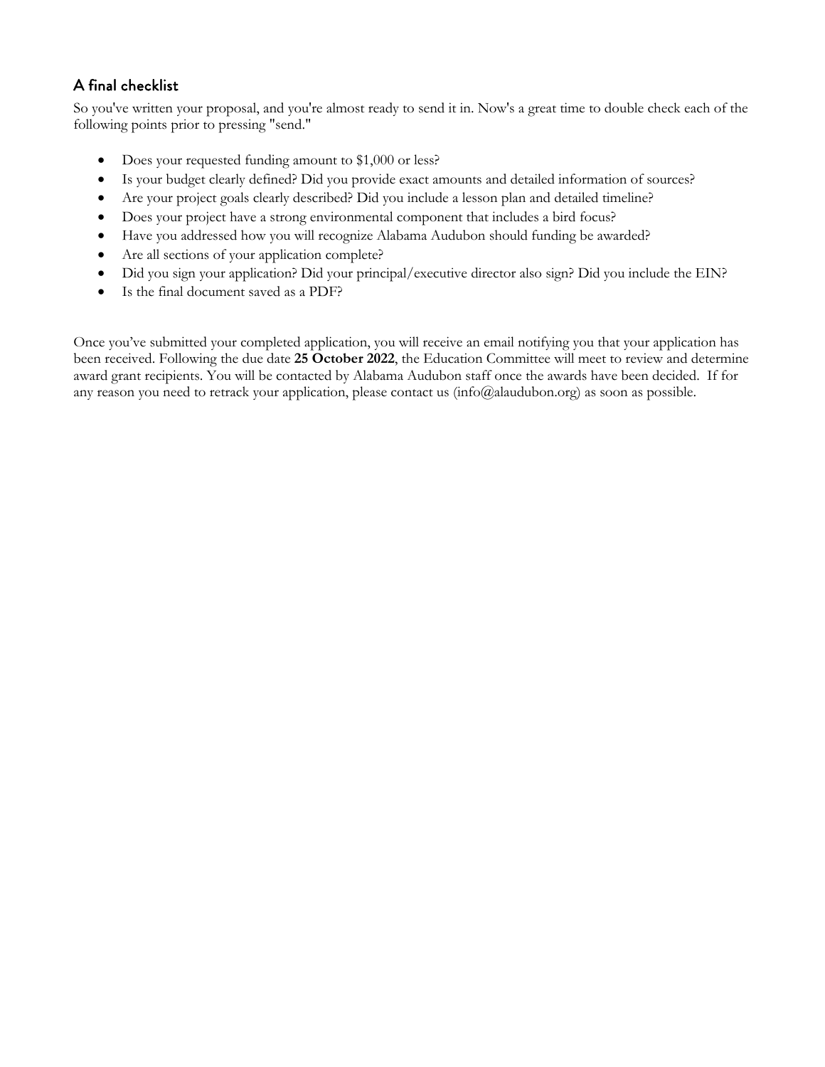## A final checklist

So you've written your proposal, and you're almost ready to send it in. Now's a great time to double check each of the following points prior to pressing "send."

- Does your requested funding amount to $1,000 or less?
- Is your budget clearly defined? Did you provide exact amounts and detailed information of sources?
- Are your project goals clearly described? Did you include a lesson plan and detailed timeline?
- Does your project have a strong environmental component that includes a bird focus?
- Have you addressed how you will recognize Alabama Audubon should funding be awarded?
- Are all sections of your application complete?
- Did you sign your application? Did your principal/executive director also sign? Did you include the EIN?
- Is the final document saved as a PDF?

Once you've submitted your completed application, you will receive an email notifying you that your application has been received. Following the due date **25 October 2022**, the Education Committee will meet to review and determine award grant recipients. You will be contacted by Alabama Audubon staff once the awards have been decided. If for any reason you need to retrack your application, please contact us (info@alaudubon.org) as soon as possible.